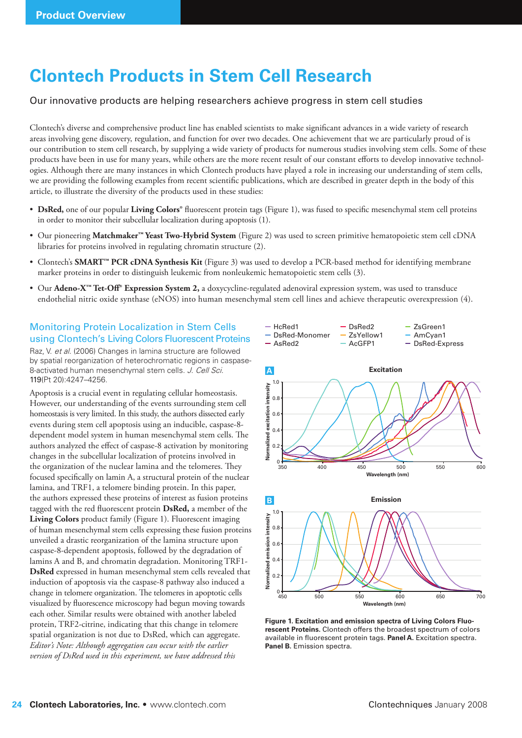# Clontech Products in Stem Cell Research

Our innovative products are helping researchers achieve progress in stem cell studies

Clontech's diverse and comprehensive product line has enabled scientists to make significant advances in a wide variety of research areas involving gene discovery, regulation, and function for over two decades. One achievement that we are particularly proud of is our contribution to stem cell research, by supplying a wide variety of products for numerous studies involving stem cells. Some of these products have been in use for many years, while others are the more recent result of our constant efforts to develop innovative technologies. Although there are many instances in which Clontech products have played a role in increasing our understanding of stem cells, we are providing the following examples from recent scientific publications, which are described in greater depth in the body of this article, to illustrate the diversity of the products used in these studies:

- **DsRed,** one of our popular **Living Colors®** fluorescent protein tags (Figure 1), was fused to specific mesenchymal stem cell proteins in order to monitor their subcellular localization during apoptosis (1).
- Our pioneering **Matchmaker™ Yeast Two-Hybrid System** (Figure 2) was used to screen primitive hematopoietic stem cell cDNA libraries for proteins involved in regulating chromatin structure (2).
- Clontech's **SMART™ PCR cDNA Synthesis Kit** (Figure 3) was used to develop a PCR-based method for identifying membrane marker proteins in order to distinguish leukemic from nonleukemic hematopoietic stem cells (3).
- Our **Adeno-X™ Tet-Off® Expression System 2,** a doxycycline-regulated adenoviral expression system, was used to transduce endothelial nitric oxide synthase (eNOS) into human mesenchymal stem cell lines and achieve therapeutic overexpression (4).

## Monitoring Protein Localization in Stem Cells using Clontech's Living Colors Fluorescent Proteins

Raz, V. *et al.* (2006) Changes in lamina structure are followed by spatial reorganization of heterochromatic regions in caspase-8-activated human mesenchymal stem cells. *J. Cell Sci.* 119(Pt 20):4247–4256.

Apoptosis is a crucial event in regulating cellular homeostasis. However, our understanding of the events surrounding stem cell homeostasis is very limited. In this study, the authors dissected early events during stem cell apoptosis using an inducible, caspase-8-dependent model system in human mesenchymal stem cells. The authors analyzed the effect of caspase-8 activation by monitoring changes in the subcellular localization of proteins involved in the organization of the nuclear lamina and the telomeres. They focused specifically on lamin A, a structural protein of the nuclear lamina, and TRF1, a telomere binding protein. In this paper, the authors expressed these proteins of interest as fusion proteins tagged with the red fluorescent protein **DsRed,** a member of the **Living Colors** product family (Figure 1). Fluorescent imaging of human mesenchymal stem cells expressing these fusion proteins unveiled a drastic reorganization of the lamina structure upon caspase-8-dependent apoptosis, followed by the degradation of lamins A and B, and chromatin degradation. Monitoring TRF1-**DsRed** expressed in human mesenchymal stem cells revealed that induction of apoptosis via the caspase-8 pathway also induced a change in telomere organization. The telomeres in apoptotic cells visualized by fluorescence microscopy had begun moving towards each other. Similar results were obtained with another labeled protein, TRF2-citrine, indicating that this change in telomere spatial organization is not due to DsRed, which can aggregate. *Editor's Note: Although aggregation can occur with the earlier version of DsRed used in this experiment, we have addressed this*

**Figure 1. Excitation and emission spectra of Living Colors Fluorescent Proteins.** Clontech offers the broadest spectrum of colors available in fluorescent protein tags. **Panel A.** Excitation spectra. **Panel B.** Emission spectra.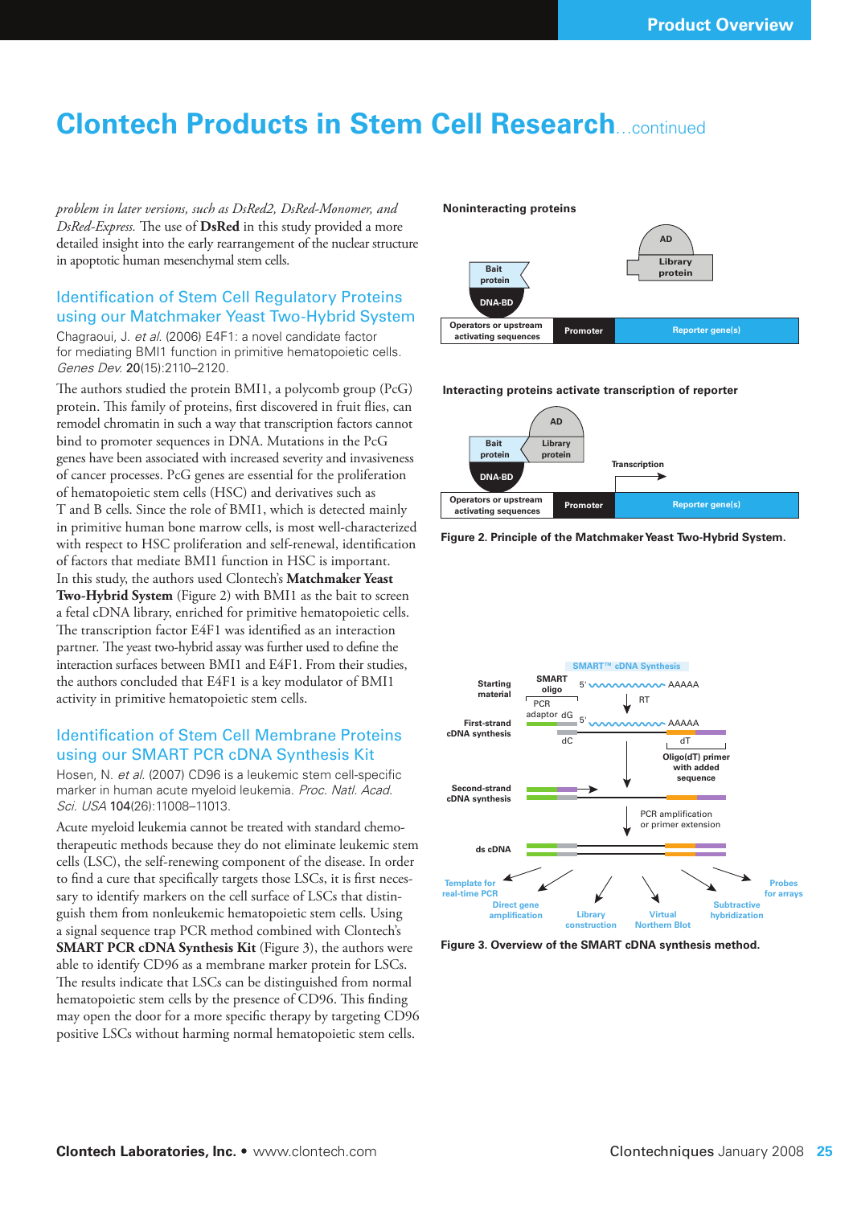# Clontech Products in Stem Cell Research...continued

*problem in later versions, such as DsRed2, DsRed-Monomer, and DsRed-Express.* The use of **DsRed** in this study provided a more detailed insight into the early rearrangement of the nuclear structure in apoptotic human mesenchymal stem cells.

## Identification of Stem Cell Regulatory Proteins using our Matchmaker Yeast Two-Hybrid System

Chagraoui, J. *et al.* (2006) E4F1: a novel candidate factor for mediating BMI1 function in primitive hematopoietic cells. *Genes Dev.* 20(15):2110–2120.

The authors studied the protein BMI1, a polycomb group (PcG) protein. This family of proteins, first discovered in fruit flies, can remodel chromatin in such a way that transcription factors cannot bind to promoter sequences in DNA. Mutations in the PcG genes have been associated with increased severity and invasiveness of cancer processes. PcG genes are essential for the proliferation of hematopoietic stem cells (HSC) and derivatives such as T and B cells. Since the role of BMI1, which is detected mainly in primitive human bone marrow cells, is most well-characterized with respect to HSC proliferation and self-renewal, identification of factors that mediate BMI1 function in HSC is important. In this study, the authors used Clontech's **Matchmaker Yeast Two-Hybrid System** (Figure 2) with BMI1 as the bait to screen a fetal cDNA library, enriched for primitive hematopoietic cells. The transcription factor E4F1 was identified as an interaction partner. The yeast two-hybrid assay was further used to define the interaction surfaces between BMI1 and E4F1. From their studies, the authors concluded that E4F1 is a key modulator of BMI1 activity in primitive hematopoietic stem cells.

## Identification of Stem Cell Membrane Proteins using our SMART PCR cDNA Synthesis Kit

Hosen, N. *et al.* (2007) CD96 is a leukemic stem cell-specific marker in human acute myeloid leukemia. *Proc. Natl. Acad. Sci. USA* 104(26):11008–11013.

Acute myeloid leukemia cannot be treated with standard chemotherapeutic methods because they do not eliminate leukemic stem cells (LSC), the self-renewing component of the disease. In order to find a cure that specifically targets those LSCs, it is first necessary to identify markers on the cell surface of LSCs that distinguish them from nonleukemic hematopoietic stem cells. Using a signal sequence trap PCR method combined with Clontech's **SMART PCR cDNA Synthesis Kit** (Figure 3), the authors were able to identify CD96 as a membrane marker protein for LSCs. The results indicate that LSCs can be distinguished from normal hematopoietic stem cells by the presence of CD96. This finding may open the door for a more specific therapy by targeting CD96 positive LSCs without harming normal hematopoietic stem cells.

Noninteracting proteins

AD · Library protein · Bait protein · DNA-BD · Operators or upstream activating sequences · Promoter · Reporter gene(s)

Interacting proteins activate transcription of reporter

AD · Bait protein · Library protein · DNA-BD · Transcription · Operators or upstream activating sequences · Promoter · Reporter gene(s)

**Figure 2. Principle of the Matchmaker Yeast Two-Hybrid System.**

SMART™ cDNA Synthesis

Starting material · SMART oligo · 5' AAAAA · RT · PCR adaptor dG · First-strand cDNA synthesis · 5' AAAAA · dC · dT · Oligo(dT) primer with added sequence · Second-strand cDNA synthesis · PCR amplification or primer extension · ds cDNA · Template for real-time PCR · Direct gene amplification · Library construction · Virtual Northern Blot · Subtractive hybridization · Probes for arrays

**Figure 3. Overview of the SMART cDNA synthesis method.**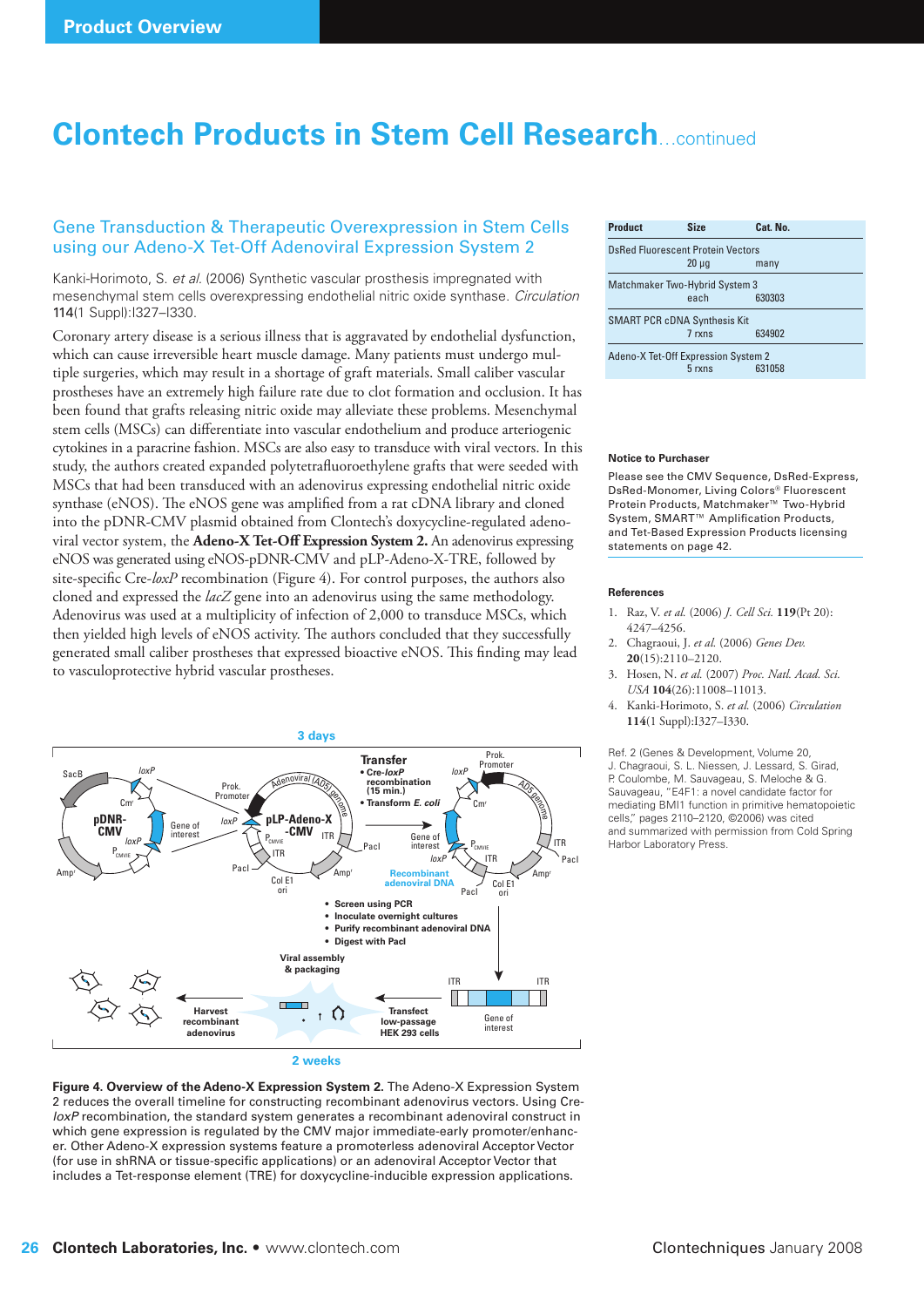# Clontech Products in Stem Cell Research...continued

## Gene Transduction & Therapeutic Overexpression in Stem Cells using our Adeno-X Tet-Off Adenoviral Expression System 2

Kanki-Horimoto, S. *et al.* (2006) Synthetic vascular prosthesis impregnated with mesenchymal stem cells overexpressing endothelial nitric oxide synthase. *Circulation* 114(1 Suppl):I327–I330.

Coronary artery disease is a serious illness that is aggravated by endothelial dysfunction, which can cause irreversible heart muscle damage. Many patients must undergo multiple surgeries, which may result in a shortage of graft materials. Small caliber vascular prostheses have an extremely high failure rate due to clot formation and occlusion. It has been found that grafts releasing nitric oxide may alleviate these problems. Mesenchymal stem cells (MSCs) can differentiate into vascular endothelium and produce arteriogenic cytokines in a paracrine fashion. MSCs are also easy to transduce with viral vectors. In this study, the authors created expanded polytetrafluoroethylene grafts that were seeded with MSCs that had been transduced with an adenovirus expressing endothelial nitric oxide synthase (eNOS). The eNOS gene was amplified from a rat cDNA library and cloned into the pDNR-CMV plasmid obtained from Clontech's doxycycline-regulated adenoviral vector system, the **Adeno-X Tet-Off Expression System 2.** An adenovirus expressing eNOS was generated using eNOS-pDNR-CMV and pLP-Adeno-X-TRE, followed by site-specific Cre-*loxP* recombination (Figure 4). For control purposes, the authors also cloned and expressed the *lacZ* gene into an adenovirus using the same methodology. Adenovirus was used at a multiplicity of infection of 2,000 to transduce MSCs, which then yielded high levels of eNOS activity. The authors concluded that they successfully generated small caliber prostheses that expressed bioactive eNOS. This finding may lead to vasculoprotective hybrid vascular prostheses.

3 days

SacB
loxP
Cm^r
pDNR-CMV
loxP
P CMVIE
Amp^r
Gene of interest
Prok. Promoter
loxP
pLP-Adeno-X-CMV
Adenoviral (Ad5) genome
P CMVIE
ITR
ITR
PacI
Col E1 ori
Amp^r
PacI

Transfer
- Cre-*loxP* recombination (15 min.)
- Transform *E. coli*

Prok. Promoter
loxP
Cm^r
Ad5 genome
Gene of interest
P CMVIE
loxP
ITR
ITR
PacI
Recombinant adenoviral DNA
PacI
Col E1 ori
Amp^r

- Screen using PCR
- Inoculate overnight cultures
- Purify recombinant adenoviral DNA
- Digest with PacI

ITR
ITR
Gene of interest
Transfect low-passage HEK 293 cells
Viral assembly & packaging
Harvest recombinant adenovirus

2 weeks

**Figure 4. Overview of the Adeno-X Expression System 2.** The Adeno-X Expression System 2 reduces the overall timeline for constructing recombinant adenovirus vectors. Using Cre-*loxP* recombination, the standard system generates a recombinant adenoviral construct in which gene expression is regulated by the CMV major immediate-early promoter/enhancer. Other Adeno-X expression systems feature a promoterless adenoviral Acceptor Vector (for use in shRNA or tissue-specific applications) or an adenoviral Acceptor Vector that includes a Tet-response element (TRE) for doxycycline-inducible expression applications.

| Product | Size | Cat. No. |
|---|---|---|
| DsRed Fluorescent Protein Vectors | 20 µg | many |
| Matchmaker Two-Hybrid System 3 | each | 630303 |
| SMART PCR cDNA Synthesis Kit | 7 rxns | 634902 |
| Adeno-X Tet-Off Expression System 2 | 5 rxns | 631058 |

**Notice to Purchaser**

Please see the CMV Sequence, DsRed-Express, DsRed-Monomer, Living Colors® Fluorescent Protein Products, Matchmaker™ Two-Hybrid System, SMART™ Amplification Products, and Tet-Based Expression Products licensing statements on page 42.

**References**

1. Raz, V. *et al.* (2006) *J. Cell Sci.* **119**(Pt 20): 4247–4256.
2. Chagraoui, J. *et al.* (2006) *Genes Dev.* **20**(15):2110–2120.
3. Hosen, N. *et al.* (2007) *Proc. Natl. Acad. Sci. USA* **104**(26):11008–11013.
4. Kanki-Horimoto, S. *et al.* (2006) *Circulation* **114**(1 Suppl):I327–I330.

Ref. 2 (Genes & Development, Volume 20, J. Chagraoui, S. L. Niessen, J. Lessard, S. Girad, P. Coulombe, M. Sauvageau, S. Meloche & G. Sauvageau, "E4F1: a novel candidate factor for mediating BMI1 function in primitive hematopoietic cells," pages 2110–2120, ©2006) was cited and summarized with permission from Cold Spring Harbor Laboratory Press.